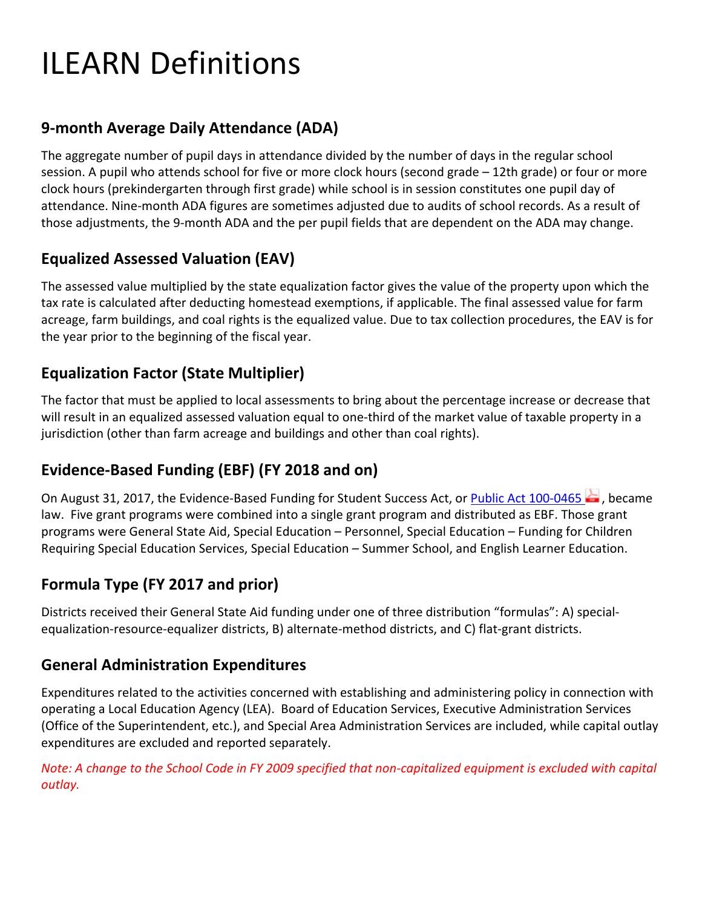# ILEARN Definitions

## 9-month Average Daily Attendance (ADA)

The aggregate number of pupil days in attendance divided by the number of days in the regular school session. A pupil who attends school for five or more clock hours (second grade – 12th grade) or four or more clock hours (prekindergarten through first grade) while school is in session constitutes one pupil day of attendance. Nine-month ADA figures are sometimes adjusted due to audits of school records. As a result of those adjustments, the 9-month ADA and the per pupil fields that are dependent on the ADA may change.

## Equalized Assessed Valuation (EAV)

The assessed value multiplied by the state equalization factor gives the value of the property upon which the tax rate is calculated after deducting homestead exemptions, if applicable. The final assessed value for farm acreage, farm buildings, and coal rights is the equalized value. Due to tax collection procedures, the EAV is for the year prior to the beginning of the fiscal year.

## Equalization Factor (State Multiplier)

The factor that must be applied to local assessments to bring about the percentage increase or decrease that will result in an equalized assessed valuation equal to one-third of the market value of taxable property in a jurisdiction (other than farm acreage and buildings and other than coal rights).

## Evidence-Based Funding (EBF) (FY 2018 and on)

On August 31, 2017, the Evidence-Based Funding for Student Success Act, or [Public Act 100-0465], became law. Five grant programs were combined into a single grant program and distributed as EBF. Those grant programs were General State Aid, Special Education – Personnel, Special Education – Funding for Children Requiring Special Education Services, Special Education – Summer School, and English Learner Education.

## Formula Type (FY 2017 and prior)

Districts received their General State Aid funding under one of three distribution "formulas": A) special-equalization-resource-equalizer districts, B) alternate-method districts, and C) flat-grant districts.

## General Administration Expenditures

Expenditures related to the activities concerned with establishing and administering policy in connection with operating a Local Education Agency (LEA). Board of Education Services, Executive Administration Services (Office of the Superintendent, etc.), and Special Area Administration Services are included, while capital outlay expenditures are excluded and reported separately.

*Note: A change to the School Code in FY 2009 specified that non-capitalized equipment is excluded with capital outlay.*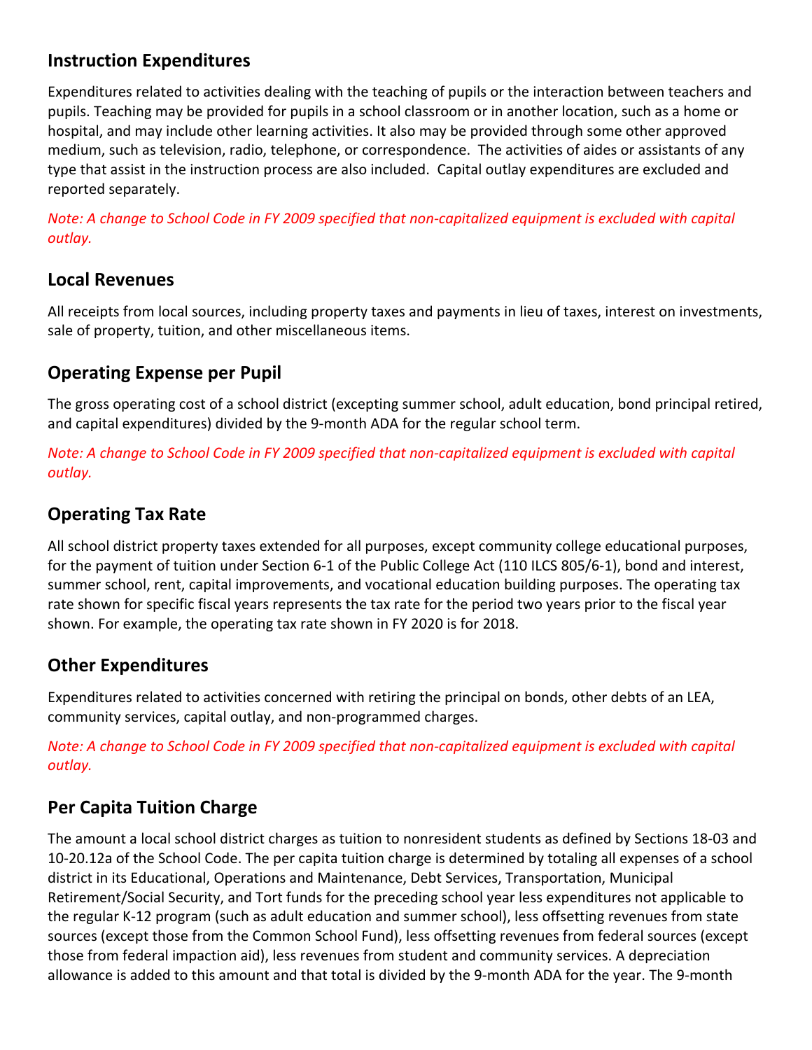## Instruction Expenditures

Expenditures related to activities dealing with the teaching of pupils or the interaction between teachers and pupils. Teaching may be provided for pupils in a school classroom or in another location, such as a home or hospital, and may include other learning activities. It also may be provided through some other approved medium, such as television, radio, telephone, or correspondence. The activities of aides or assistants of any type that assist in the instruction process are also included. Capital outlay expenditures are excluded and reported separately.

*Note: A change to School Code in FY 2009 specified that non-capitalized equipment is excluded with capital outlay.*

## Local Revenues

All receipts from local sources, including property taxes and payments in lieu of taxes, interest on investments, sale of property, tuition, and other miscellaneous items.

## Operating Expense per Pupil

The gross operating cost of a school district (excepting summer school, adult education, bond principal retired, and capital expenditures) divided by the 9-month ADA for the regular school term.

*Note: A change to School Code in FY 2009 specified that non-capitalized equipment is excluded with capital outlay.*

## Operating Tax Rate

All school district property taxes extended for all purposes, except community college educational purposes, for the payment of tuition under Section 6-1 of the Public College Act (110 ILCS 805/6-1), bond and interest, summer school, rent, capital improvements, and vocational education building purposes. The operating tax rate shown for specific fiscal years represents the tax rate for the period two years prior to the fiscal year shown. For example, the operating tax rate shown in FY 2020 is for 2018.

## Other Expenditures

Expenditures related to activities concerned with retiring the principal on bonds, other debts of an LEA, community services, capital outlay, and non-programmed charges.

*Note: A change to School Code in FY 2009 specified that non-capitalized equipment is excluded with capital outlay.*

## Per Capita Tuition Charge

The amount a local school district charges as tuition to nonresident students as defined by Sections 18-03 and 10-20.12a of the School Code. The per capita tuition charge is determined by totaling all expenses of a school district in its Educational, Operations and Maintenance, Debt Services, Transportation, Municipal Retirement/Social Security, and Tort funds for the preceding school year less expenditures not applicable to the regular K-12 program (such as adult education and summer school), less offsetting revenues from state sources (except those from the Common School Fund), less offsetting revenues from federal sources (except those from federal impaction aid), less revenues from student and community services. A depreciation allowance is added to this amount and that total is divided by the 9-month ADA for the year. The 9-month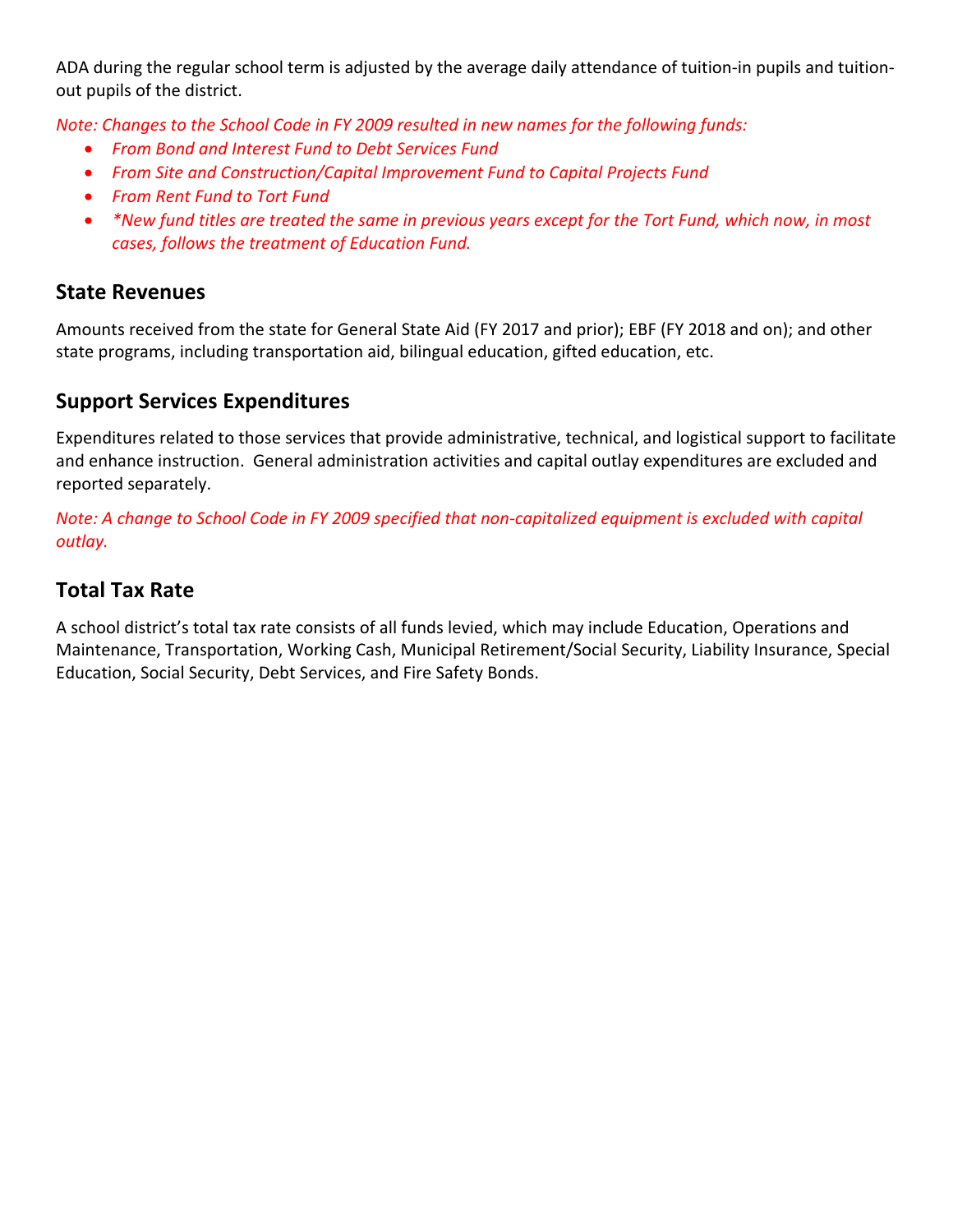ADA during the regular school term is adjusted by the average daily attendance of tuition-in pupils and tuition-out pupils of the district.

*Note: Changes to the School Code in FY 2009 resulted in new names for the following funds:*

- *From Bond and Interest Fund to Debt Services Fund*
- *From Site and Construction/Capital Improvement Fund to Capital Projects Fund*
- *From Rent Fund to Tort Fund*
- *\*New fund titles are treated the same in previous years except for the Tort Fund, which now, in most cases, follows the treatment of Education Fund.*

## State Revenues

Amounts received from the state for General State Aid (FY 2017 and prior); EBF (FY 2018 and on); and other state programs, including transportation aid, bilingual education, gifted education, etc.

## Support Services Expenditures

Expenditures related to those services that provide administrative, technical, and logistical support to facilitate and enhance instruction. General administration activities and capital outlay expenditures are excluded and reported separately.

*Note: A change to School Code in FY 2009 specified that non-capitalized equipment is excluded with capital outlay.*

## Total Tax Rate

A school district's total tax rate consists of all funds levied, which may include Education, Operations and Maintenance, Transportation, Working Cash, Municipal Retirement/Social Security, Liability Insurance, Special Education, Social Security, Debt Services, and Fire Safety Bonds.